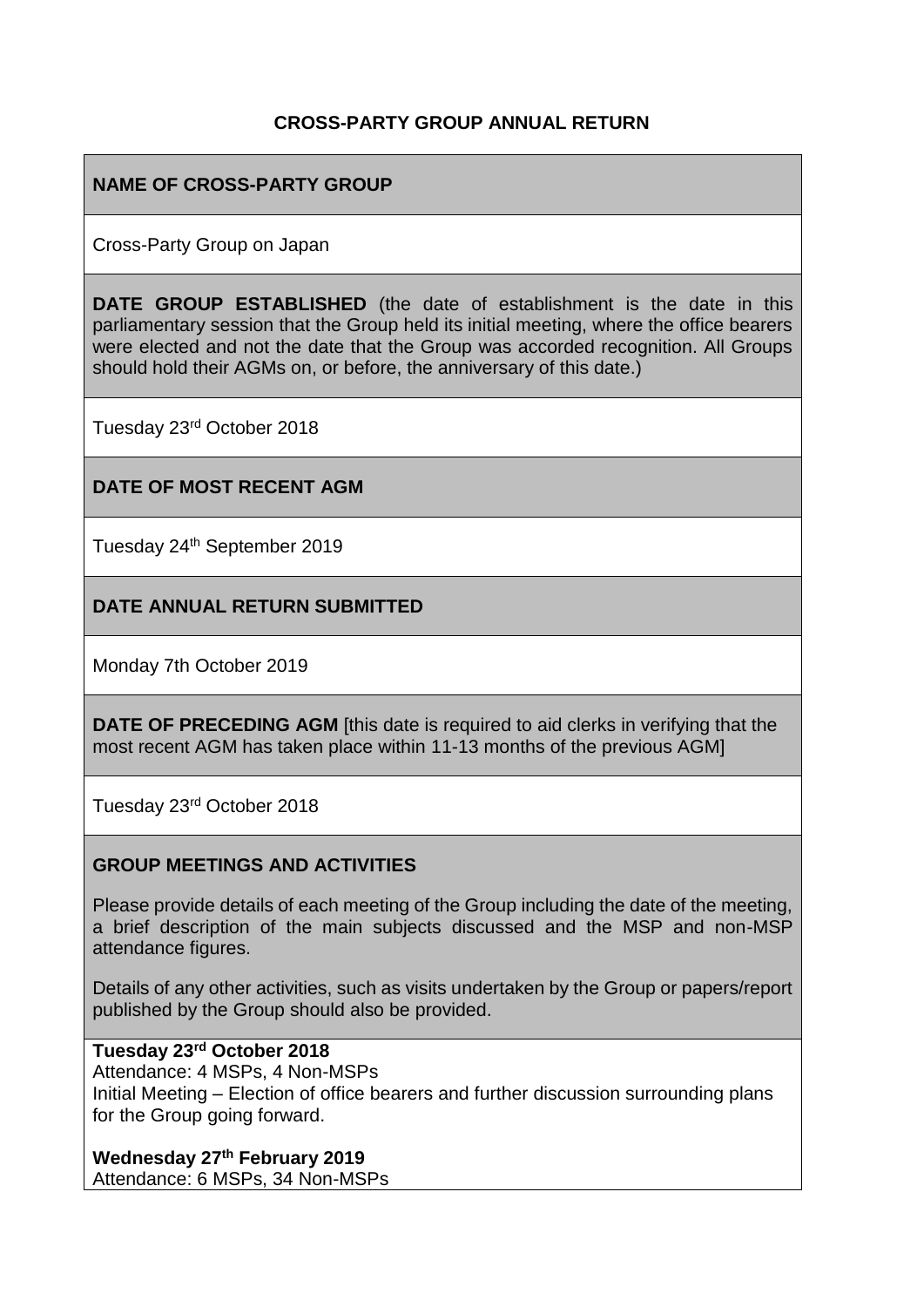# CROSS-PARTY GROUP ANNUAL RETURN

## NAME OF CROSS-PARTY GROUP

Cross-Party Group on Japan

**DATE GROUP ESTABLISHED** (the date of establishment is the date in this parliamentary session that the Group held its initial meeting, where the office bearers were elected and not the date that the Group was accorded recognition. All Groups should hold their AGMs on, or before, the anniversary of this date.)

Tuesday 23rd October 2018

## DATE OF MOST RECENT AGM

Tuesday 24th September 2019

## DATE ANNUAL RETURN SUBMITTED

Monday 7th October 2019

**DATE OF PRECEDING AGM** [this date is required to aid clerks in verifying that the most recent AGM has taken place within 11-13 months of the previous AGM]

Tuesday 23rd October 2018

## GROUP MEETINGS AND ACTIVITIES

Please provide details of each meeting of the Group including the date of the meeting, a brief description of the main subjects discussed and the MSP and non-MSP attendance figures.

Details of any other activities, such as visits undertaken by the Group or papers/report published by the Group should also be provided.

**Tuesday 23rd October 2018**
Attendance: 4 MSPs, 4 Non-MSPs
Initial Meeting – Election of office bearers and further discussion surrounding plans for the Group going forward.

**Wednesday 27th February 2019**
Attendance: 6 MSPs, 34 Non-MSPs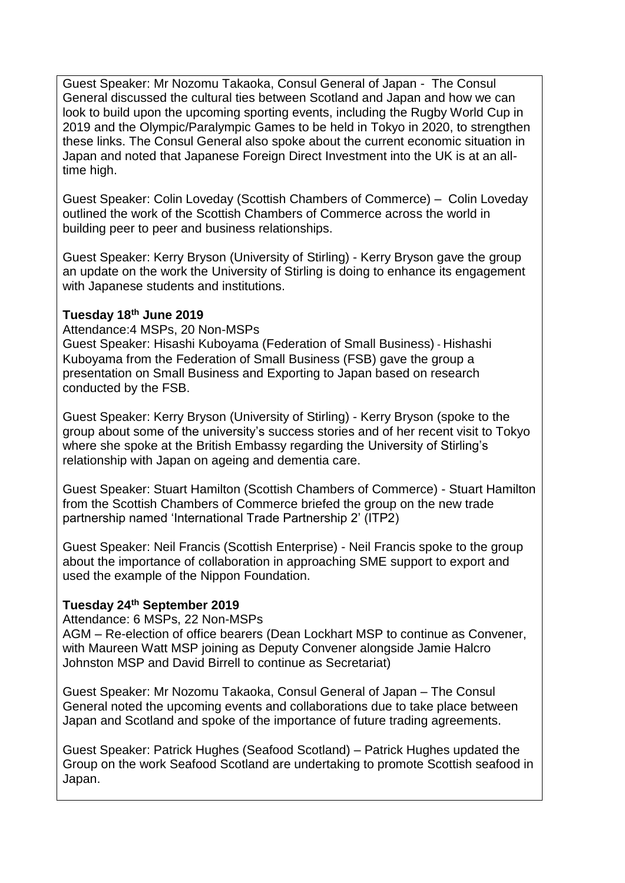Guest Speaker: Mr Nozomu Takaoka, Consul General of Japan - The Consul General discussed the cultural ties between Scotland and Japan and how we can look to build upon the upcoming sporting events, including the Rugby World Cup in 2019 and the Olympic/Paralympic Games to be held in Tokyo in 2020, to strengthen these links. The Consul General also spoke about the current economic situation in Japan and noted that Japanese Foreign Direct Investment into the UK is at an all-time high.

Guest Speaker: Colin Loveday (Scottish Chambers of Commerce) – Colin Loveday outlined the work of the Scottish Chambers of Commerce across the world in building peer to peer and business relationships.

Guest Speaker: Kerry Bryson (University of Stirling) - Kerry Bryson gave the group an update on the work the University of Stirling is doing to enhance its engagement with Japanese students and institutions.

**Tuesday 18th June 2019**

Attendance:4 MSPs, 20 Non-MSPs

Guest Speaker: Hisashi Kuboyama (Federation of Small Business) - Hishashi Kuboyama from the Federation of Small Business (FSB) gave the group a presentation on Small Business and Exporting to Japan based on research conducted by the FSB.

Guest Speaker: Kerry Bryson (University of Stirling) - Kerry Bryson (spoke to the group about some of the university's success stories and of her recent visit to Tokyo where she spoke at the British Embassy regarding the University of Stirling's relationship with Japan on ageing and dementia care.

Guest Speaker: Stuart Hamilton (Scottish Chambers of Commerce) - Stuart Hamilton from the Scottish Chambers of Commerce briefed the group on the new trade partnership named 'International Trade Partnership 2' (ITP2)

Guest Speaker: Neil Francis (Scottish Enterprise) - Neil Francis spoke to the group about the importance of collaboration in approaching SME support to export and used the example of the Nippon Foundation.

**Tuesday 24th September 2019**

Attendance: 6 MSPs, 22 Non-MSPs

AGM – Re-election of office bearers (Dean Lockhart MSP to continue as Convener, with Maureen Watt MSP joining as Deputy Convener alongside Jamie Halcro Johnston MSP and David Birrell to continue as Secretariat)

Guest Speaker: Mr Nozomu Takaoka, Consul General of Japan – The Consul General noted the upcoming events and collaborations due to take place between Japan and Scotland and spoke of the importance of future trading agreements.

Guest Speaker: Patrick Hughes (Seafood Scotland) – Patrick Hughes updated the Group on the work Seafood Scotland are undertaking to promote Scottish seafood in Japan.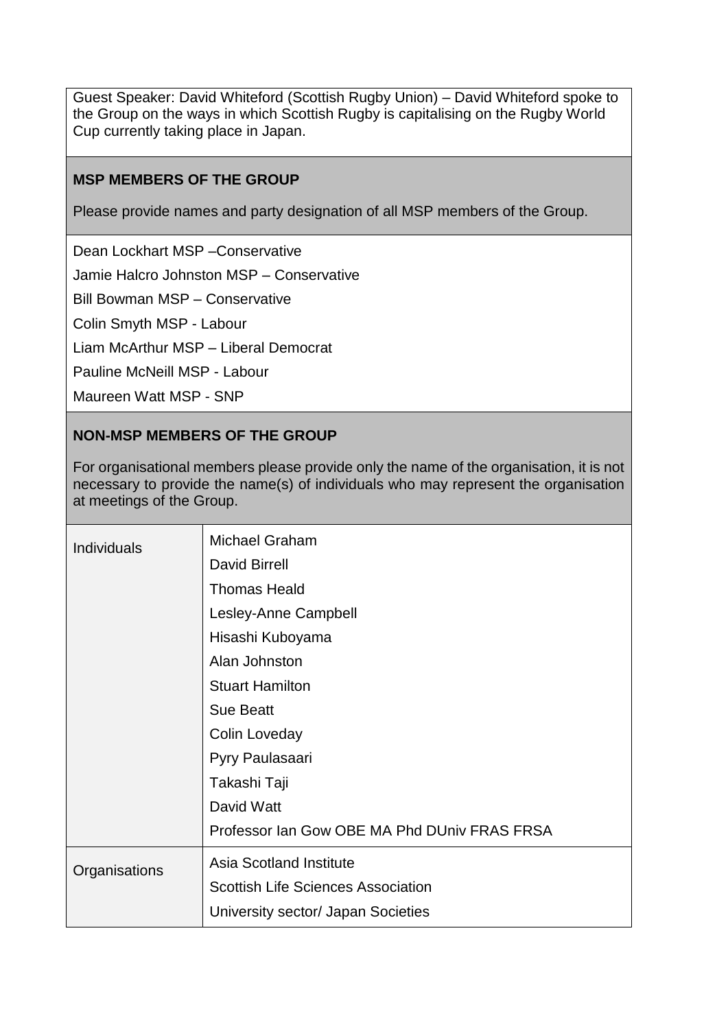Guest Speaker: David Whiteford (Scottish Rugby Union) – David Whiteford spoke to the Group on the ways in which Scottish Rugby is capitalising on the Rugby World Cup currently taking place in Japan.

**MSP MEMBERS OF THE GROUP**

Please provide names and party designation of all MSP members of the Group.

Dean Lockhart MSP –Conservative

Jamie Halcro Johnston MSP – Conservative

Bill Bowman MSP – Conservative

Colin Smyth MSP - Labour

Liam McArthur MSP – Liberal Democrat

Pauline McNeill MSP - Labour

Maureen Watt MSP - SNP

**NON-MSP MEMBERS OF THE GROUP**

For organisational members please provide only the name of the organisation, it is not necessary to provide the name(s) of individuals who may represent the organisation at meetings of the Group.

| | |
|---|---|
| Individuals | Michael Graham<br>David Birrell<br>Thomas Heald<br>Lesley-Anne Campbell<br>Hisashi Kuboyama<br>Alan Johnston<br>Stuart Hamilton<br>Sue Beatt<br>Colin Loveday<br>Pyry Paulasaari<br>Takashi Taji<br>David Watt<br>Professor Ian Gow OBE MA Phd DUniv FRAS FRSA |
| Organisations | Asia Scotland Institute<br>Scottish Life Sciences Association<br>University sector/ Japan Societies |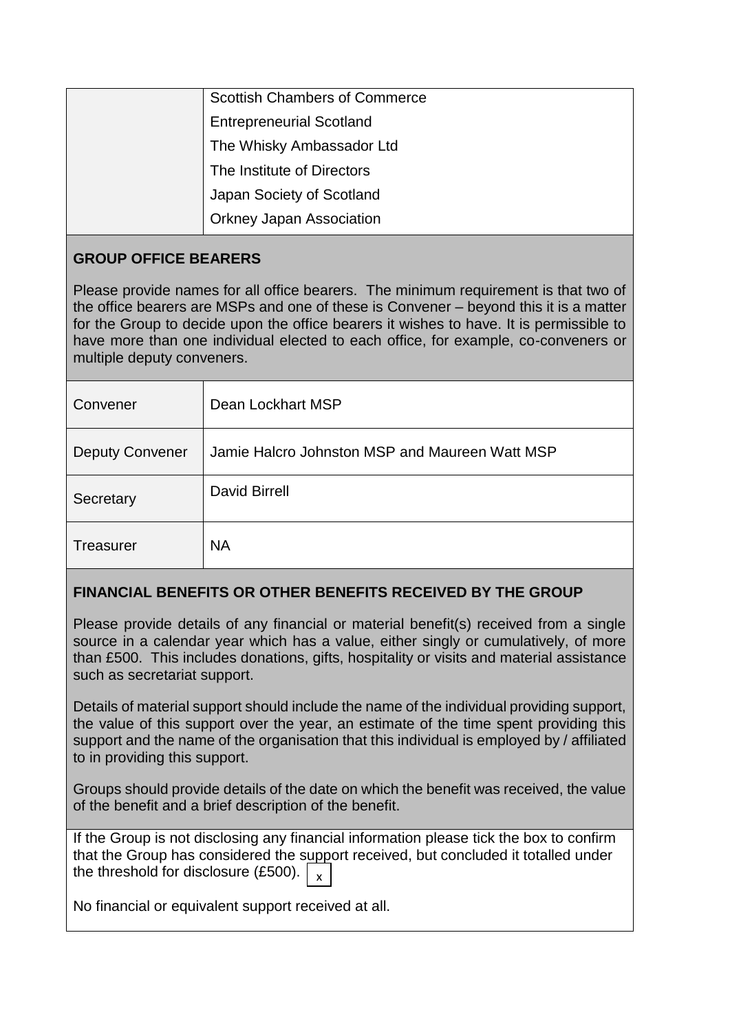| | |
|---|---|
| | Scottish Chambers of Commerce |
| | Entrepreneurial Scotland |
| | The Whisky Ambassador Ltd |
| | The Institute of Directors |
| | Japan Society of Scotland |
| | Orkney Japan Association |

## GROUP OFFICE BEARERS

Please provide names for all office bearers. The minimum requirement is that two of the office bearers are MSPs and one of these is Convener – beyond this it is a matter for the Group to decide upon the office bearers it wishes to have. It is permissible to have more than one individual elected to each office, for example, co-conveners or multiple deputy conveners.

| | |
|---|---|
| Convener | Dean Lockhart MSP |
| Deputy Convener | Jamie Halcro Johnston MSP and Maureen Watt MSP |
| Secretary | David Birrell |
| Treasurer | NA |

## FINANCIAL BENEFITS OR OTHER BENEFITS RECEIVED BY THE GROUP

Please provide details of any financial or material benefit(s) received from a single source in a calendar year which has a value, either singly or cumulatively, of more than £500. This includes donations, gifts, hospitality or visits and material assistance such as secretariat support.

Details of material support should include the name of the individual providing support, the value of this support over the year, an estimate of the time spent providing this support and the name of the organisation that this individual is employed by / affiliated to in providing this support.

Groups should provide details of the date on which the benefit was received, the value of the benefit and a brief description of the benefit.

If the Group is not disclosing any financial information please tick the box to confirm that the Group has considered the support received, but concluded it totalled under the threshold for disclosure (£500). [x]

No financial or equivalent support received at all.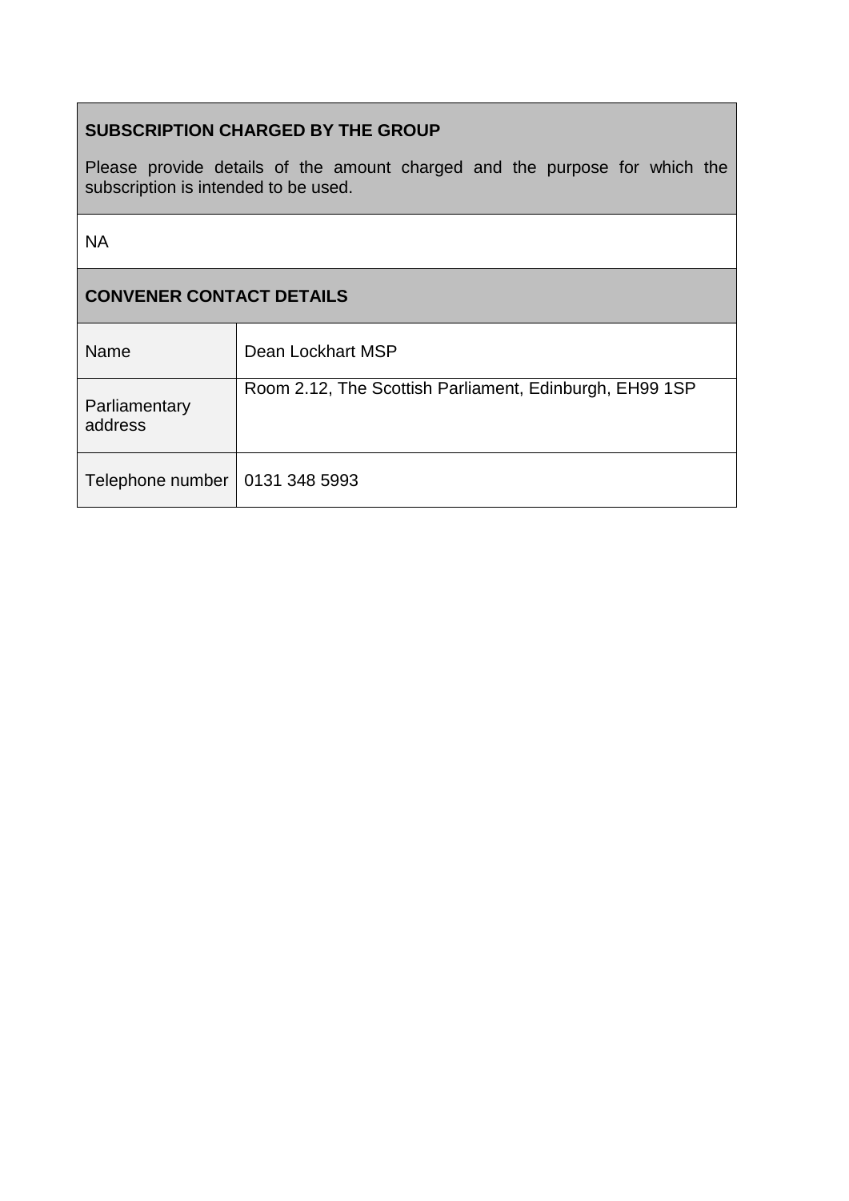| SUBSCRIPTION CHARGED BY THE GROUP |
|---|
| Please provide details of the amount charged and the purpose for which the subscription is intended to be used. |
| NA |

| CONVENER CONTACT DETAILS | |
|---|---|
| Name | Dean Lockhart MSP |
| Parliamentary address | Room 2.12, The Scottish Parliament, Edinburgh, EH99 1SP |
| Telephone number | 0131 348 5993 |